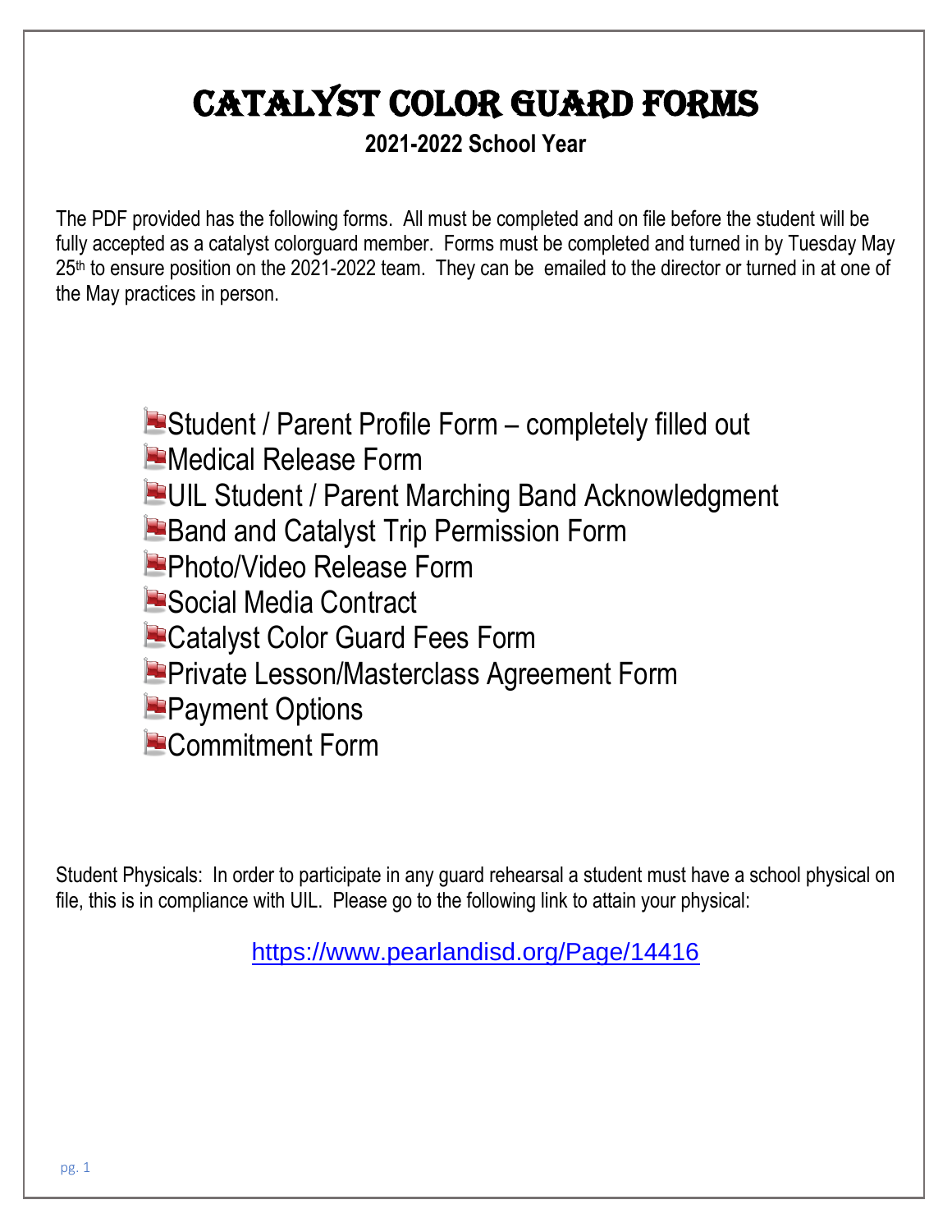# Catalyst Color Guard Forms

**2021-2022 School Year**

The PDF provided has the following forms. All must be completed and on file before the student will be fully accepted as a catalyst colorguard member. Forms must be completed and turned in by Tuesday May 25th to ensure position on the 2021-2022 team. They can be emailed to the director or turned in at one of the May practices in person.

- Student / Parent Profile Form – completely filled out
- Medical Release Form
- UIL Student / Parent Marching Band Acknowledgment
- Band and Catalyst Trip Permission Form
- Photo/Video Release Form
- Social Media Contract
- Catalyst Color Guard Fees Form
- Private Lesson/Masterclass Agreement Form
- Payment Options
- Commitment Form

Student Physicals: In order to participate in any guard rehearsal a student must have a school physical on file, this is in compliance with UIL. Please go to the following link to attain your physical:

https://www.pearlandisd.org/Page/14416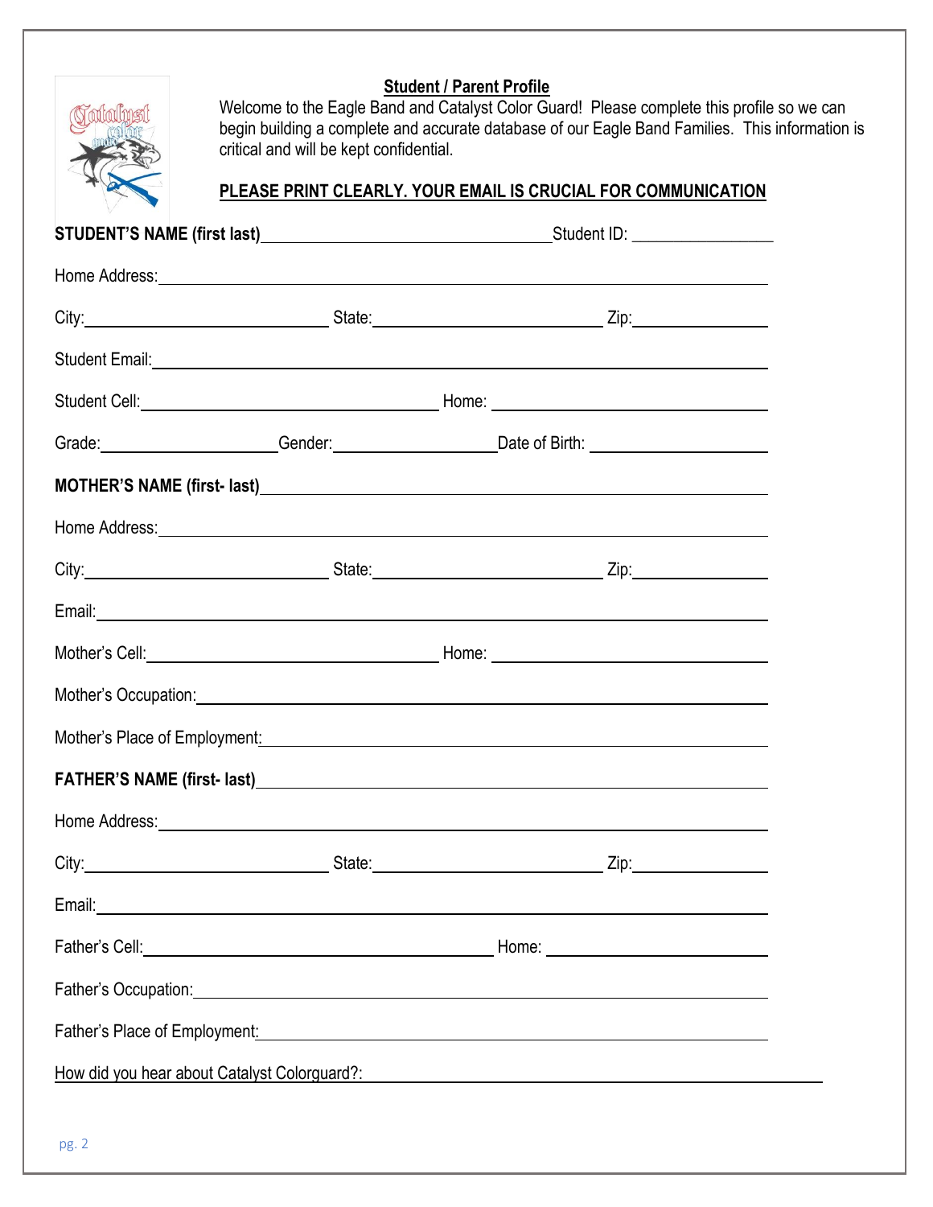## Student / Parent Profile

Welcome to the Eagle Band and Catalyst Color Guard! Please complete this profile so we can begin building a complete and accurate database of our Eagle Band Families. This information is critical and will be kept confidential.

**PLEASE PRINT CLEARLY. YOUR EMAIL IS CRUCIAL FOR COMMUNICATION**

**STUDENT'S NAME (first last)**\_\_\_\_\_\_\_\_\_\_\_\_\_\_\_\_\_\_\_\_\_\_\_\_\_\_\_\_\_\_\_\_ Student ID: \_\_\_\_\_\_\_\_\_\_\_\_\_\_\_\_

Home Address:\_\_\_\_\_\_\_\_\_\_\_\_\_\_\_\_\_\_\_\_\_\_\_\_\_\_\_\_\_\_\_\_\_\_\_\_\_\_\_\_\_\_\_\_\_\_\_\_\_\_\_\_\_\_\_\_\_\_\_\_\_\_

City:\_\_\_\_\_\_\_\_\_\_\_\_\_\_\_\_\_\_\_\_\_\_\_\_\_\_ State:\_\_\_\_\_\_\_\_\_\_\_\_\_\_\_\_\_\_\_\_\_\_\_\_\_ Zip:\_\_\_\_\_\_\_\_\_\_\_\_\_\_

Student Email:\_\_\_\_\_\_\_\_\_\_\_\_\_\_\_\_\_\_\_\_\_\_\_\_\_\_\_\_\_\_\_\_\_\_\_\_\_\_\_\_\_\_\_\_\_\_\_\_\_\_\_\_\_\_\_\_\_\_\_\_\_\_

Student Cell:\_\_\_\_\_\_\_\_\_\_\_\_\_\_\_\_\_\_\_\_\_\_\_\_\_\_\_\_\_\_\_\_ Home: \_\_\_\_\_\_\_\_\_\_\_\_\_\_\_\_\_\_\_\_\_\_\_\_\_\_\_\_\_\_

Grade:\_\_\_\_\_\_\_\_\_\_\_\_\_\_\_\_\_\_\_ Gender:\_\_\_\_\_\_\_\_\_\_\_\_\_\_\_\_\_\_ Date of Birth: \_\_\_\_\_\_\_\_\_\_\_\_\_\_\_\_\_\_\_

**MOTHER'S NAME (first- last)**\_\_\_\_\_\_\_\_\_\_\_\_\_\_\_\_\_\_\_\_\_\_\_\_\_\_\_\_\_\_\_\_\_\_\_\_\_\_\_\_\_\_\_\_\_\_\_\_\_\_\_\_\_\_

Home Address:\_\_\_\_\_\_\_\_\_\_\_\_\_\_\_\_\_\_\_\_\_\_\_\_\_\_\_\_\_\_\_\_\_\_\_\_\_\_\_\_\_\_\_\_\_\_\_\_\_\_\_\_\_\_\_\_\_\_\_\_\_\_

City:\_\_\_\_\_\_\_\_\_\_\_\_\_\_\_\_\_\_\_\_\_\_\_\_\_\_ State:\_\_\_\_\_\_\_\_\_\_\_\_\_\_\_\_\_\_\_\_\_\_\_\_\_ Zip:\_\_\_\_\_\_\_\_\_\_\_\_\_\_

Email:\_\_\_\_\_\_\_\_\_\_\_\_\_\_\_\_\_\_\_\_\_\_\_\_\_\_\_\_\_\_\_\_\_\_\_\_\_\_\_\_\_\_\_\_\_\_\_\_\_\_\_\_\_\_\_\_\_\_\_\_\_\_\_\_\_\_\_\_\_\_

Mother's Cell:\_\_\_\_\_\_\_\_\_\_\_\_\_\_\_\_\_\_\_\_\_\_\_\_\_\_\_\_\_\_\_ Home: \_\_\_\_\_\_\_\_\_\_\_\_\_\_\_\_\_\_\_\_\_\_\_\_\_\_\_\_\_\_

Mother's Occupation:\_\_\_\_\_\_\_\_\_\_\_\_\_\_\_\_\_\_\_\_\_\_\_\_\_\_\_\_\_\_\_\_\_\_\_\_\_\_\_\_\_\_\_\_\_\_\_\_\_\_\_\_\_\_\_\_\_\_

Mother's Place of Employment:\_\_\_\_\_\_\_\_\_\_\_\_\_\_\_\_\_\_\_\_\_\_\_\_\_\_\_\_\_\_\_\_\_\_\_\_\_\_\_\_\_\_\_\_\_\_\_\_\_\_\_

**FATHER'S NAME (first- last)**\_\_\_\_\_\_\_\_\_\_\_\_\_\_\_\_\_\_\_\_\_\_\_\_\_\_\_\_\_\_\_\_\_\_\_\_\_\_\_\_\_\_\_\_\_\_\_\_\_\_\_\_\_\_\_

Home Address:\_\_\_\_\_\_\_\_\_\_\_\_\_\_\_\_\_\_\_\_\_\_\_\_\_\_\_\_\_\_\_\_\_\_\_\_\_\_\_\_\_\_\_\_\_\_\_\_\_\_\_\_\_\_\_\_\_\_\_\_\_\_

City:\_\_\_\_\_\_\_\_\_\_\_\_\_\_\_\_\_\_\_\_\_\_\_\_\_\_ State:\_\_\_\_\_\_\_\_\_\_\_\_\_\_\_\_\_\_\_\_\_\_\_\_\_ Zip:\_\_\_\_\_\_\_\_\_\_\_\_\_\_

Email:\_\_\_\_\_\_\_\_\_\_\_\_\_\_\_\_\_\_\_\_\_\_\_\_\_\_\_\_\_\_\_\_\_\_\_\_\_\_\_\_\_\_\_\_\_\_\_\_\_\_\_\_\_\_\_\_\_\_\_\_\_\_\_\_\_\_\_\_\_\_

Father's Cell:\_\_\_\_\_\_\_\_\_\_\_\_\_\_\_\_\_\_\_\_\_\_\_\_\_\_\_\_\_\_\_\_\_\_\_\_\_\_ Home: \_\_\_\_\_\_\_\_\_\_\_\_\_\_\_\_\_\_\_\_\_\_\_\_

Father's Occupation:\_\_\_\_\_\_\_\_\_\_\_\_\_\_\_\_\_\_\_\_\_\_\_\_\_\_\_\_\_\_\_\_\_\_\_\_\_\_\_\_\_\_\_\_\_\_\_\_\_\_\_\_\_\_\_\_\_\_\_

Father's Place of Employment:\_\_\_\_\_\_\_\_\_\_\_\_\_\_\_\_\_\_\_\_\_\_\_\_\_\_\_\_\_\_\_\_\_\_\_\_\_\_\_\_\_\_\_\_\_\_\_\_\_\_\_\_

How did you hear about Catalyst Colorguard?: \_\_\_\_\_\_\_\_\_\_\_\_\_\_\_\_\_\_\_\_\_\_\_\_\_\_\_\_\_\_\_\_\_\_\_\_\_\_\_\_\_\_\_\_\_\_\_\_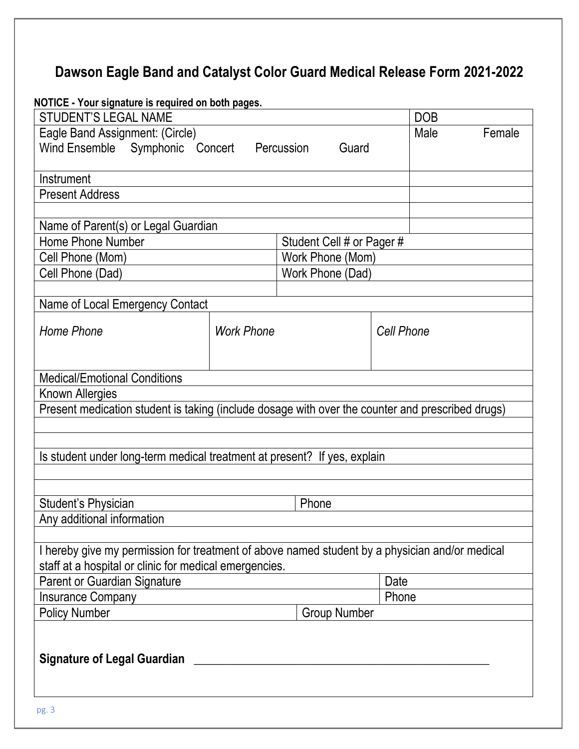# Dawson Eagle Band and Catalyst Color Guard Medical Release Form 2021-2022

**NOTICE - Your signature is required on both pages.**

| | | | |
|---|---|---|---|
| STUDENT'S LEGAL NAME | | | DOB |
| Eagle Band Assignment: (Circle) Wind Ensemble Symphonic Concert Percussion Guard | | | Male Female |
| Instrument | | | |
| Present Address | | | |
| | | | |
| Name of Parent(s) or Legal Guardian | | | |
| Home Phone Number | | Student Cell # or Pager # | |
| Cell Phone (Mom) | | Work Phone (Mom) | |
| Cell Phone (Dad) | | Work Phone (Dad) | |
| | | | |
| Name of Local Emergency Contact | | | |
| *Home Phone* | *Work Phone* | *Cell Phone* | |
| Medical/Emotional Conditions | | | |
| Known Allergies | | | |
| Present medication student is taking (include dosage with over the counter and prescribed drugs) | | | |
| | | | |
| | | | |
| Is student under long-term medical treatment at present? If yes, explain | | | |
| | | | |
| | | | |
| Student's Physician | | Phone | |
| Any additional information | | | |
| | | | |
| I hereby give my permission for treatment of above named student by a physician and/or medical staff at a hospital or clinic for medical emergencies. | | | |
| Parent or Guardian Signature | | | Date |
| Insurance Company | | | Phone |
| Policy Number | | Group Number | |

**Signature of Legal Guardian** \_\_\_\_\_\_\_\_\_\_\_\_\_\_\_\_\_\_\_\_\_\_\_\_\_\_\_\_\_\_\_\_\_\_\_\_\_\_\_\_\_\_\_\_\_\_\_\_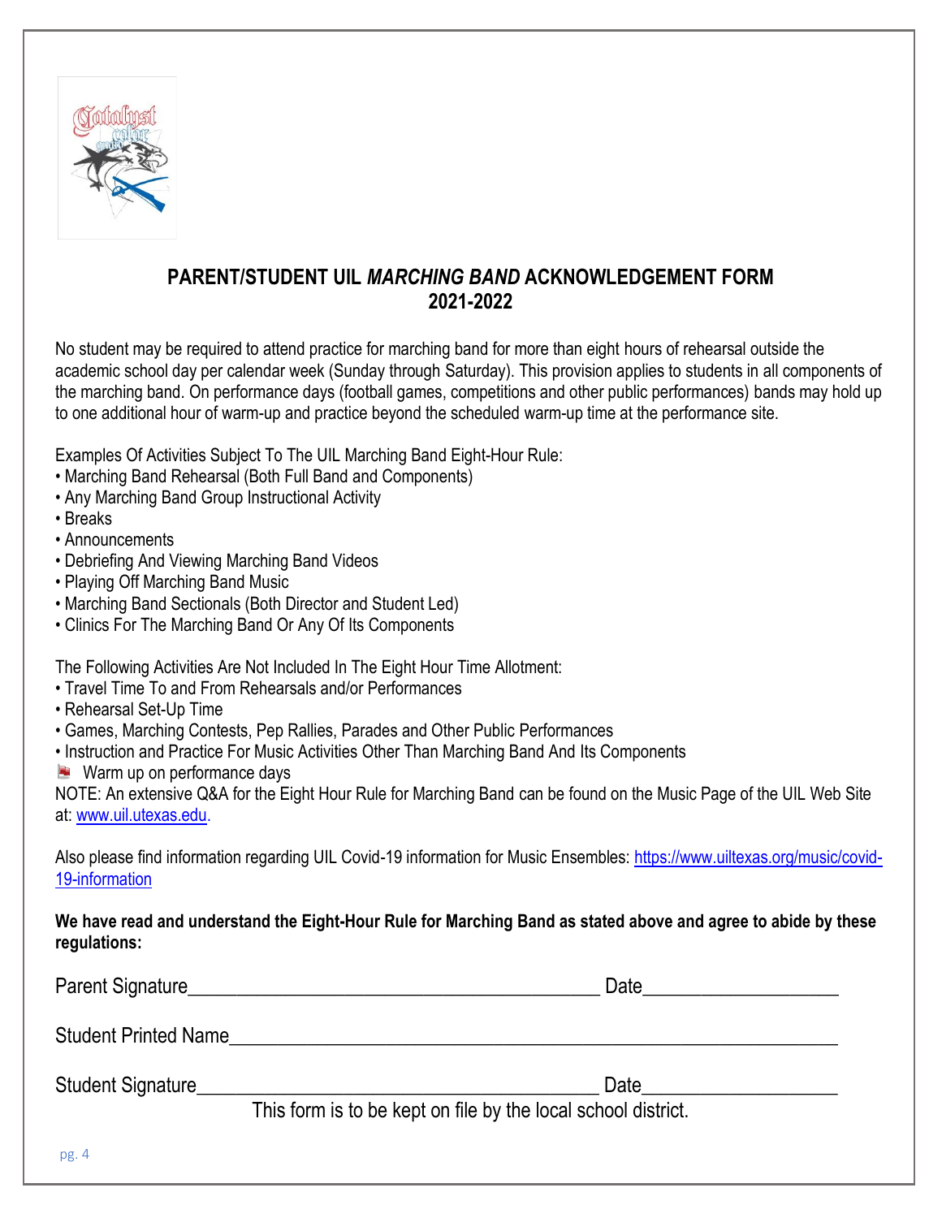## PARENT/STUDENT UIL *MARCHING BAND* ACKNOWLEDGEMENT FORM 2021-2022

No student may be required to attend practice for marching band for more than eight hours of rehearsal outside the academic school day per calendar week (Sunday through Saturday). This provision applies to students in all components of the marching band. On performance days (football games, competitions and other public performances) bands may hold up to one additional hour of warm-up and practice beyond the scheduled warm-up time at the performance site.

Examples Of Activities Subject To The UIL Marching Band Eight-Hour Rule:

- Marching Band Rehearsal (Both Full Band and Components)
- Any Marching Band Group Instructional Activity
- Breaks
- Announcements
- Debriefing And Viewing Marching Band Videos
- Playing Off Marching Band Music
- Marching Band Sectionals (Both Director and Student Led)
- Clinics For The Marching Band Or Any Of Its Components

The Following Activities Are Not Included In The Eight Hour Time Allotment:

- Travel Time To and From Rehearsals and/or Performances
- Rehearsal Set-Up Time
- Games, Marching Contests, Pep Rallies, Parades and Other Public Performances
- Instruction and Practice For Music Activities Other Than Marching Band And Its Components
- Warm up on performance days

NOTE: An extensive Q&A for the Eight Hour Rule for Marching Band can be found on the Music Page of the UIL Web Site at: [www.uil.utexas.edu](http://www.uil.utexas.edu).

Also please find information regarding UIL Covid-19 information for Music Ensembles: [https://www.uiltexas.org/music/covid-19-information](https://www.uiltexas.org/music/covid-19-information)

**We have read and understand the Eight-Hour Rule for Marching Band as stated above and agree to abide by these regulations:**

Parent Signature________________________________________ Date___________________

Student Printed Name____________________________________________________________

Student Signature________________________________________ Date___________________

This form is to be kept on file by the local school district.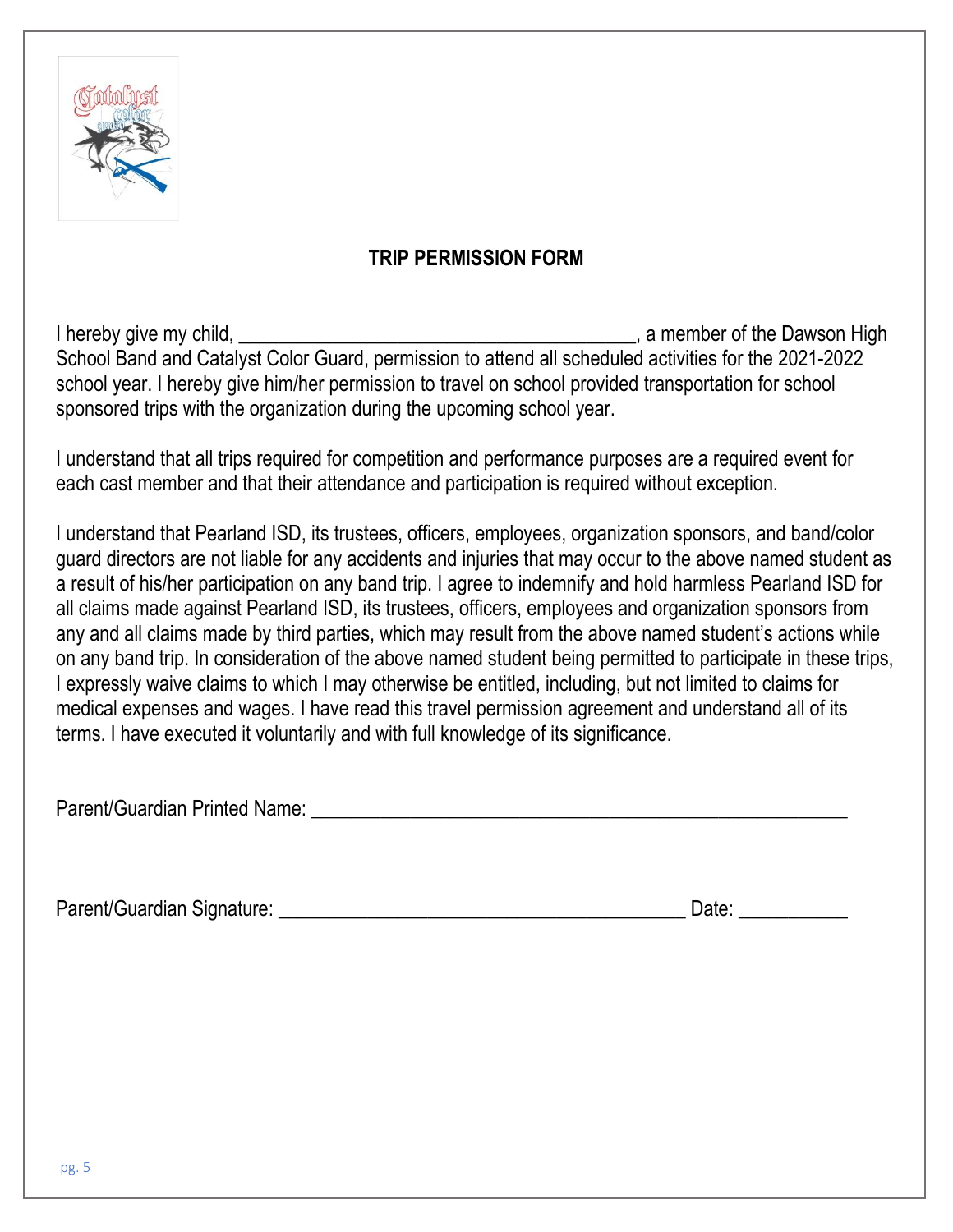## TRIP PERMISSION FORM

I hereby give my child, ________________________________________, a member of the Dawson High School Band and Catalyst Color Guard, permission to attend all scheduled activities for the 2021-2022 school year. I hereby give him/her permission to travel on school provided transportation for school sponsored trips with the organization during the upcoming school year.

I understand that all trips required for competition and performance purposes are a required event for each cast member and that their attendance and participation is required without exception.

I understand that Pearland ISD, its trustees, officers, employees, organization sponsors, and band/color guard directors are not liable for any accidents and injuries that may occur to the above named student as a result of his/her participation on any band trip. I agree to indemnify and hold harmless Pearland ISD for all claims made against Pearland ISD, its trustees, officers, employees and organization sponsors from any and all claims made by third parties, which may result from the above named student's actions while on any band trip. In consideration of the above named student being permitted to participate in these trips, I expressly waive claims to which I may otherwise be entitled, including, but not limited to claims for medical expenses and wages. I have read this travel permission agreement and understand all of its terms. I have executed it voluntarily and with full knowledge of its significance.

Parent/Guardian Printed Name: ________________________________________________________

Parent/Guardian Signature: ___________________________________________ Date: ___________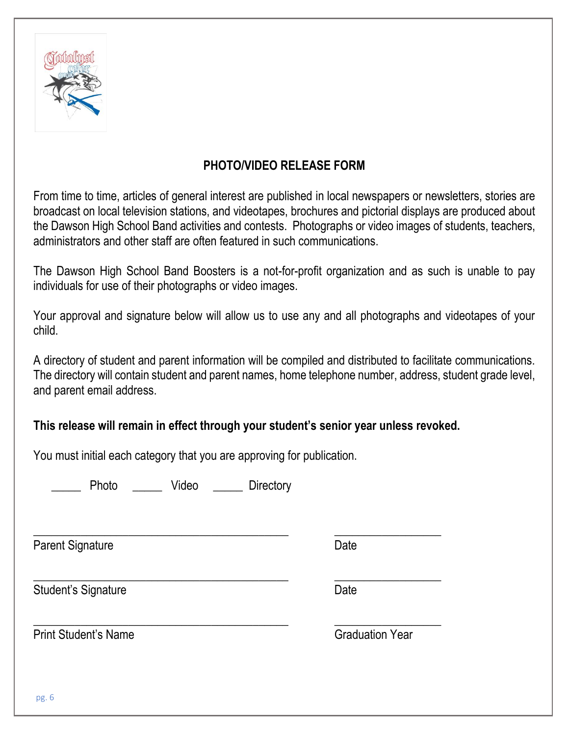# PHOTO/VIDEO RELEASE FORM

From time to time, articles of general interest are published in local newspapers or newsletters, stories are broadcast on local television stations, and videotapes, brochures and pictorial displays are produced about the Dawson High School Band activities and contests. Photographs or video images of students, teachers, administrators and other staff are often featured in such communications.

The Dawson High School Band Boosters is a not-for-profit organization and as such is unable to pay individuals for use of their photographs or video images.

Your approval and signature below will allow us to use any and all photographs and videotapes of your child.

A directory of student and parent information will be compiled and distributed to facilitate communications. The directory will contain student and parent names, home telephone number, address, student grade level, and parent email address.

**This release will remain in effect through your student's senior year unless revoked.**

You must initial each category that you are approving for publication.

_____ Photo _____ Video _____ Directory

_______________________________________________ __________________

Parent Signature Date

_______________________________________________ __________________

Student's Signature Date

_______________________________________________ __________________

Print Student's Name Graduation Year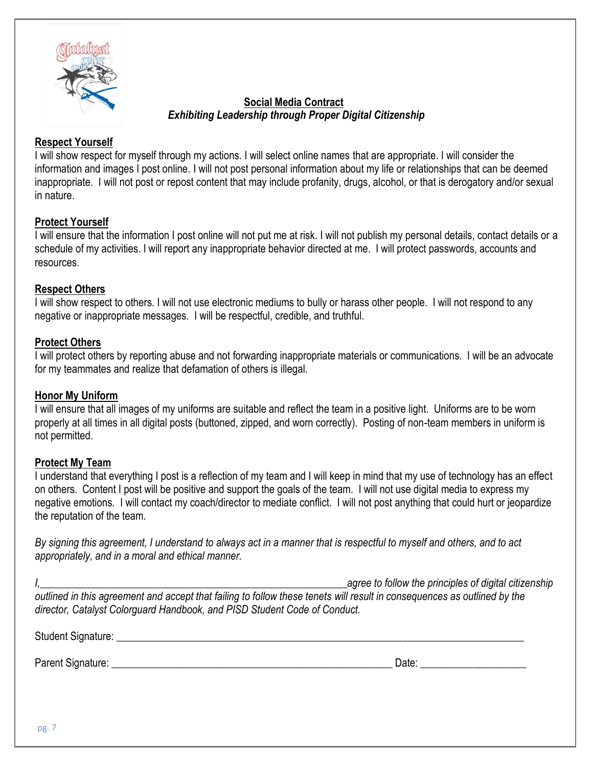## Social Media Contract

***Exhibiting Leadership through Proper Digital Citizenship***

### Respect Yourself

I will show respect for myself through my actions. I will select online names that are appropriate. I will consider the information and images I post online. I will not post personal information about my life or relationships that can be deemed inappropriate. I will not post or repost content that may include profanity, drugs, alcohol, or that is derogatory and/or sexual in nature.

### Protect Yourself

I will ensure that the information I post online will not put me at risk. I will not publish my personal details, contact details or a schedule of my activities. I will report any inappropriate behavior directed at me. I will protect passwords, accounts and resources.

### Respect Others

I will show respect to others. I will not use electronic mediums to bully or harass other people. I will not respond to any negative or inappropriate messages. I will be respectful, credible, and truthful.

### Protect Others

I will protect others by reporting abuse and not forwarding inappropriate materials or communications. I will be an advocate for my teammates and realize that defamation of others is illegal.

### Honor My Uniform

I will ensure that all images of my uniforms are suitable and reflect the team in a positive light. Uniforms are to be worn properly at all times in all digital posts (buttoned, zipped, and worn correctly). Posting of non-team members in uniform is not permitted.

### Protect My Team

I understand that everything I post is a reflection of my team and I will keep in mind that my use of technology has an effect on others. Content I post will be positive and support the goals of the team. I will not use digital media to express my negative emotions. I will contact my coach/director to mediate conflict. I will not post anything that could hurt or jeopardize the reputation of the team.

*By signing this agreement, I understand to always act in a manner that is respectful to myself and others, and to act appropriately, and in a moral and ethical manner.*

*I,\_\_\_\_\_\_\_\_\_\_\_\_\_\_\_\_\_\_\_\_\_\_\_\_\_\_\_\_\_\_\_\_\_\_\_\_\_\_\_\_\_\_\_\_\_\_\_\_\_\_\_\_\_\_\_\_\_\_agree to follow the principles of digital citizenship outlined in this agreement and accept that failing to follow these tenets will result in consequences as outlined by the director, Catalyst Colorguard Handbook, and PISD Student Code of Conduct.*

Student Signature: \_\_\_\_\_\_\_\_\_\_\_\_\_\_\_\_\_\_\_\_\_\_\_\_\_\_\_\_\_\_\_\_\_\_\_\_\_\_\_\_\_\_\_\_\_\_\_\_\_\_\_\_\_\_\_\_\_\_\_\_\_\_\_\_\_\_\_\_\_\_\_\_\_\_

Parent Signature: \_\_\_\_\_\_\_\_\_\_\_\_\_\_\_\_\_\_\_\_\_\_\_\_\_\_\_\_\_\_\_\_\_\_\_\_\_\_\_\_\_\_\_\_\_\_\_\_\_\_\_\_\_ Date: \_\_\_\_\_\_\_\_\_\_\_\_\_\_\_\_\_\_\_\_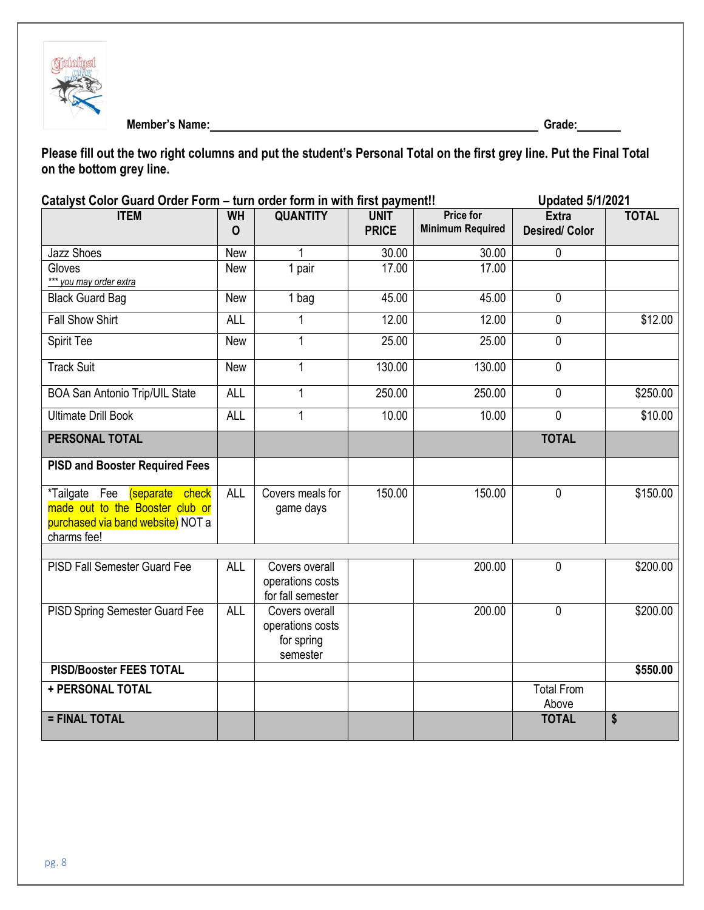Member's Name:\_\_\_\_\_\_\_\_\_\_\_\_\_\_\_\_\_\_\_\_\_\_\_\_\_\_\_\_\_\_\_\_\_\_\_\_\_\_\_\_\_\_\_\_ Grade:\_\_\_\_\_\_\_

**Please fill out the two right columns and put the student's Personal Total on the first grey line. Put the Final Total on the bottom grey line.**

**Catalyst Color Guard Order Form – turn order form in with first payment!!** **Updated 5/1/2021**

| ITEM | WHO | QUANTITY | UNIT PRICE | Price for Minimum Required | Extra Desired/ Color | TOTAL |
|---|---|---|---|---|---|---|
| Jazz Shoes | New | 1 | 30.00 | 30.00 | 0 | |
| Gloves *\*\*\* you may order extra* | New | 1 pair | 17.00 | 17.00 | | |
| Black Guard Bag | New | 1 bag | 45.00 | 45.00 | 0 | |
| Fall Show Shirt | ALL | 1 | 12.00 | 12.00 | 0 | $12.00 |
| Spirit Tee | New | 1 | 25.00 | 25.00 | 0 | |
| Track Suit | New | 1 | 130.00 | 130.00 | 0 | |
| BOA San Antonio Trip/UIL State | ALL | 1 | 250.00 | 250.00 | 0 | $250.00 |
| Ultimate Drill Book | ALL | 1 | 10.00 | 10.00 | 0 | $10.00 |
| **PERSONAL TOTAL** | | | | | **TOTAL** | |
| **PISD and Booster Required Fees** | | | | | | |
| *Tailgate Fee (separate check made out to the Booster club or purchased via band website) NOT a charms fee! | ALL | Covers meals for game days | 150.00 | 150.00 | 0 | $150.00 |
| | | | | | | |
| PISD Fall Semester Guard Fee | ALL | Covers overall operations costs for fall semester | | 200.00 | 0 | $200.00 |
| PISD Spring Semester Guard Fee | ALL | Covers overall operations costs for spring semester | | 200.00 | 0 | $200.00 |
| **PISD/Booster FEES TOTAL** | | | | | | **$550.00** |
| **+ PERSONAL TOTAL** | | | | | Total From Above | |
| **= FINAL TOTAL** | | | | | **TOTAL** | **$** |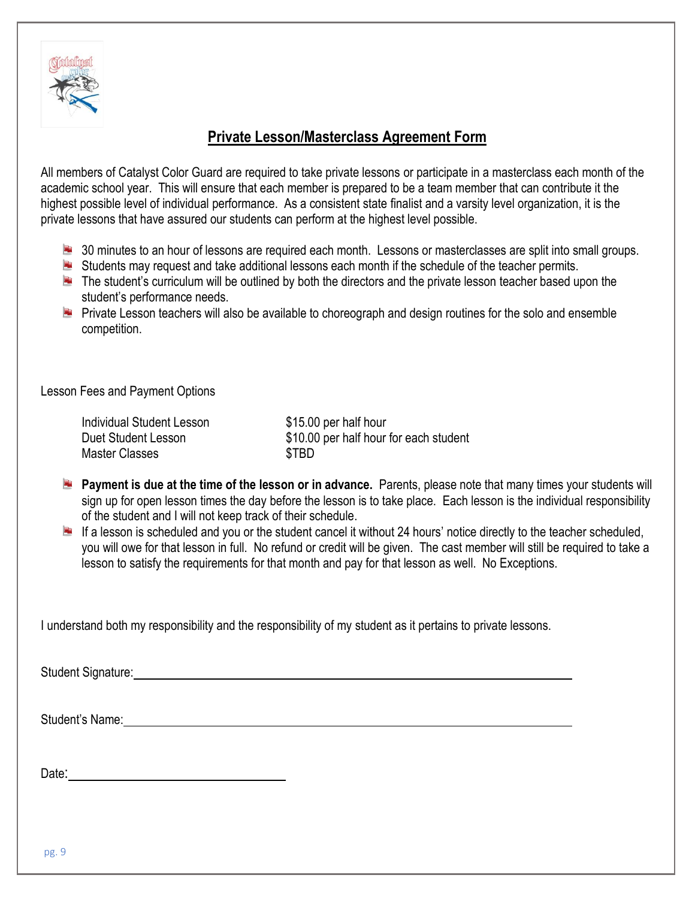## Private Lesson/Masterclass Agreement Form

All members of Catalyst Color Guard are required to take private lessons or participate in a masterclass each month of the academic school year. This will ensure that each member is prepared to be a team member that can contribute it the highest possible level of individual performance. As a consistent state finalist and a varsity level organization, it is the private lessons that have assured our students can perform at the highest level possible.

- 30 minutes to an hour of lessons are required each month. Lessons or masterclasses are split into small groups.
- Students may request and take additional lessons each month if the schedule of the teacher permits.
- The student's curriculum will be outlined by both the directors and the private lesson teacher based upon the student's performance needs.
- Private Lesson teachers will also be available to choreograph and design routines for the solo and ensemble competition.

Lesson Fees and Payment Options

| | |
|---|---|
| Individual Student Lesson | $15.00 per half hour |
| Duet Student Lesson | $10.00 per half hour for each student |
| Master Classes | $TBD |

- **Payment is due at the time of the lesson or in advance.** Parents, please note that many times your students will sign up for open lesson times the day before the lesson is to take place. Each lesson is the individual responsibility of the student and I will not keep track of their schedule.
- If a lesson is scheduled and you or the student cancel it without 24 hours' notice directly to the teacher scheduled, you will owe for that lesson in full. No refund or credit will be given. The cast member will still be required to take a lesson to satisfy the requirements for that month and pay for that lesson as well. No Exceptions.

I understand both my responsibility and the responsibility of my student as it pertains to private lessons.

Student Signature:______________________________________________

Student's Name:______________________________________________

Date:____________________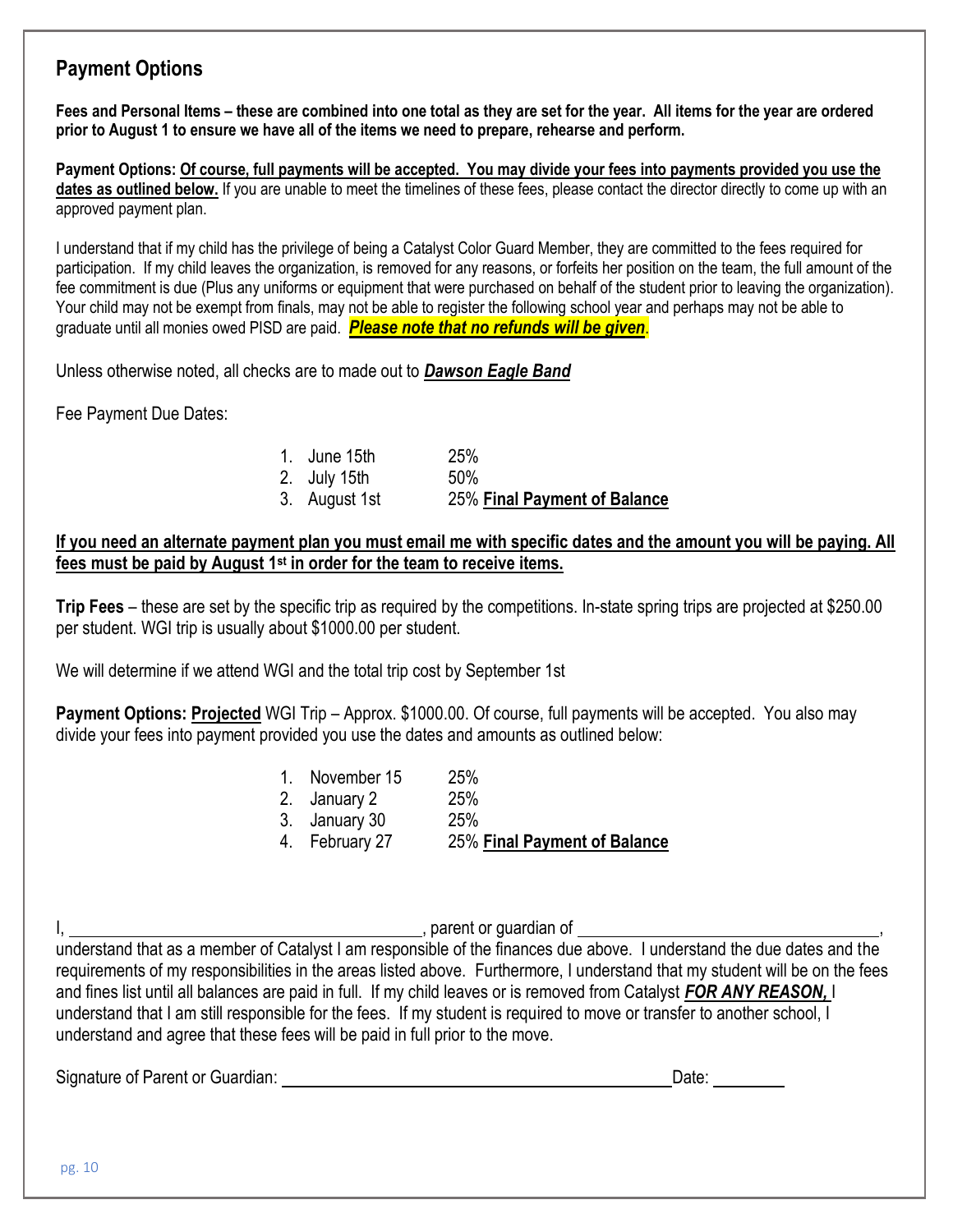## Payment Options

**Fees and Personal Items – these are combined into one total as they are set for the year. All items for the year are ordered prior to August 1 to ensure we have all of the items we need to prepare, rehearse and perform.**

**Payment Options: <u>Of course, full payments will be accepted. You may divide your fees into payments provided you use the dates as outlined below.</u>** If you are unable to meet the timelines of these fees, please contact the director directly to come up with an approved payment plan.

I understand that if my child has the privilege of being a Catalyst Color Guard Member, they are committed to the fees required for participation. If my child leaves the organization, is removed for any reasons, or forfeits her position on the team, the full amount of the fee commitment is due (Plus any uniforms or equipment that were purchased on behalf of the student prior to leaving the organization). Your child may not be exempt from finals, may not be able to register the following school year and perhaps may not be able to graduate until all monies owed PISD are paid. ***<u>Please note that no refunds will be given</u>***.

Unless otherwise noted, all checks are to made out to ***<u>Dawson Eagle Band</u>***

Fee Payment Due Dates:

1. June 15th 25%
2. July 15th 50%
3. August 1st 25% **<u>Final Payment of Balance</u>**

**<u>If you need an alternate payment plan you must email me with specific dates and the amount you will be paying. All fees must be paid by August 1st in order for the team to receive items.</u>**

**Trip Fees** – these are set by the specific trip as required by the competitions. In-state spring trips are projected at $250.00 per student. WGI trip is usually about $1000.00 per student.

We will determine if we attend WGI and the total trip cost by September 1st

**Payment Options: <u>Projected</u>** WGI Trip – Approx. $1000.00. Of course, full payments will be accepted. You also may divide your fees into payment provided you use the dates and amounts as outlined below:

1. November 15 25%
2. January 2 25%
3. January 30 25%
4. February 27 25% **<u>Final Payment of Balance</u>**

I, ________________________________________, parent or guardian of ____________________________________, understand that as a member of Catalyst I am responsible of the finances due above. I understand the due dates and the requirements of my responsibilities in the areas listed above. Furthermore, I understand that my student will be on the fees and fines list until all balances are paid in full. If my child leaves or is removed from Catalyst ***<u>FOR ANY REASON,</u>*** I understand that I am still responsible for the fees. If my student is required to move or transfer to another school, I understand and agree that these fees will be paid in full prior to the move.

Signature of Parent or Guardian: ______________________________________________ Date: ________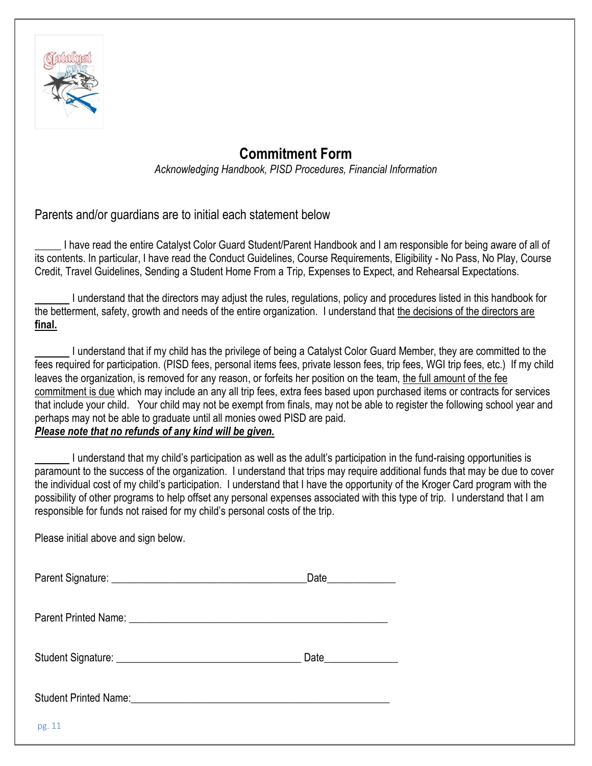# Commitment Form

*Acknowledging Handbook, PISD Procedures, Financial Information*

Parents and/or guardians are to initial each statement below

_____ I have read the entire Catalyst Color Guard Student/Parent Handbook and I am responsible for being aware of all of its contents. In particular, I have read the Conduct Guidelines, Course Requirements, Eligibility - No Pass, No Play, Course Credit, Travel Guidelines, Sending a Student Home From a Trip, Expenses to Expect, and Rehearsal Expectations.

_______ I understand that the directors may adjust the rules, regulations, policy and procedures listed in this handbook for the betterment, safety, growth and needs of the entire organization. I understand that <u>the decisions of the directors are **final.**</u>

_______ I understand that if my child has the privilege of being a Catalyst Color Guard Member, they are committed to the fees required for participation. (PISD fees, personal items fees, private lesson fees, trip fees, WGI trip fees, etc.) If my child leaves the organization, is removed for any reason, or forfeits her position on the team, <u>the full amount of the fee commitment is due</u> which may include an any all trip fees, extra fees based upon purchased items or contracts for services that include your child. Your child may not be exempt from finals, may not be able to register the following school year and perhaps may not be able to graduate until all monies owed PISD are paid.
***<u>Please note that no refunds of any kind will be given.</u>***

_______ I understand that my child's participation as well as the adult's participation in the fund-raising opportunities is paramount to the success of the organization. I understand that trips may require additional funds that may be due to cover the individual cost of my child's participation. I understand that I have the opportunity of the Kroger Card program with the possibility of other programs to help offset any personal expenses associated with this type of trip. I understand that I am responsible for funds not raised for my child's personal costs of the trip.

Please initial above and sign below.

Parent Signature: ___________________________________Date____________

Parent Printed Name: ______________________________________________

Student Signature: _________________________________ Date_____________

Student Printed Name:______________________________________________